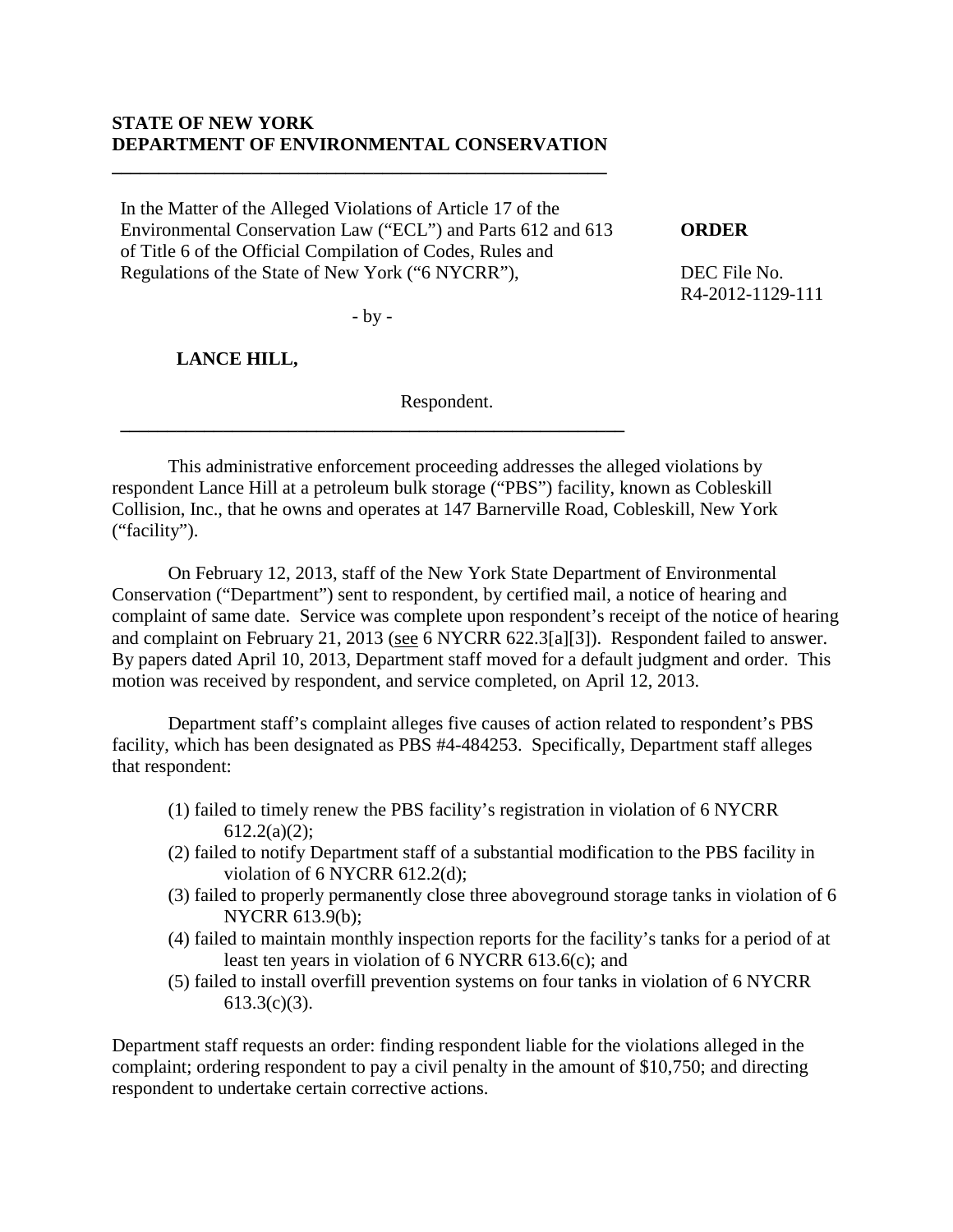**STATE OF NEW YORK**
**DEPARTMENT OF ENVIRONMENTAL CONSERVATION**

---

In the Matter of the Alleged Violations of Article 17 of the Environmental Conservation Law ("ECL") and Parts 612 and 613 of Title 6 of the Official Compilation of Codes, Rules and Regulations of the State of New York ("6 NYCRR"),

- by -

**LANCE HILL,**

Respondent.

---

**ORDER**

DEC File No.
R4-2012-1129-111

This administrative enforcement proceeding addresses the alleged violations by respondent Lance Hill at a petroleum bulk storage ("PBS") facility, known as Cobleskill Collision, Inc., that he owns and operates at 147 Barnerville Road, Cobleskill, New York ("facility").

On February 12, 2013, staff of the New York State Department of Environmental Conservation ("Department") sent to respondent, by certified mail, a notice of hearing and complaint of same date. Service was complete upon respondent's receipt of the notice of hearing and complaint on February 21, 2013 (see 6 NYCRR 622.3[a][3]). Respondent failed to answer. By papers dated April 10, 2013, Department staff moved for a default judgment and order. This motion was received by respondent, and service completed, on April 12, 2013.

Department staff's complaint alleges five causes of action related to respondent's PBS facility, which has been designated as PBS #4-484253. Specifically, Department staff alleges that respondent:

(1) failed to timely renew the PBS facility's registration in violation of 6 NYCRR 612.2(a)(2);
(2) failed to notify Department staff of a substantial modification to the PBS facility in violation of 6 NYCRR 612.2(d);
(3) failed to properly permanently close three aboveground storage tanks in violation of 6 NYCRR 613.9(b);
(4) failed to maintain monthly inspection reports for the facility's tanks for a period of at least ten years in violation of 6 NYCRR 613.6(c); and
(5) failed to install overfill prevention systems on four tanks in violation of 6 NYCRR 613.3(c)(3).

Department staff requests an order: finding respondent liable for the violations alleged in the complaint; ordering respondent to pay a civil penalty in the amount of $10,750; and directing respondent to undertake certain corrective actions.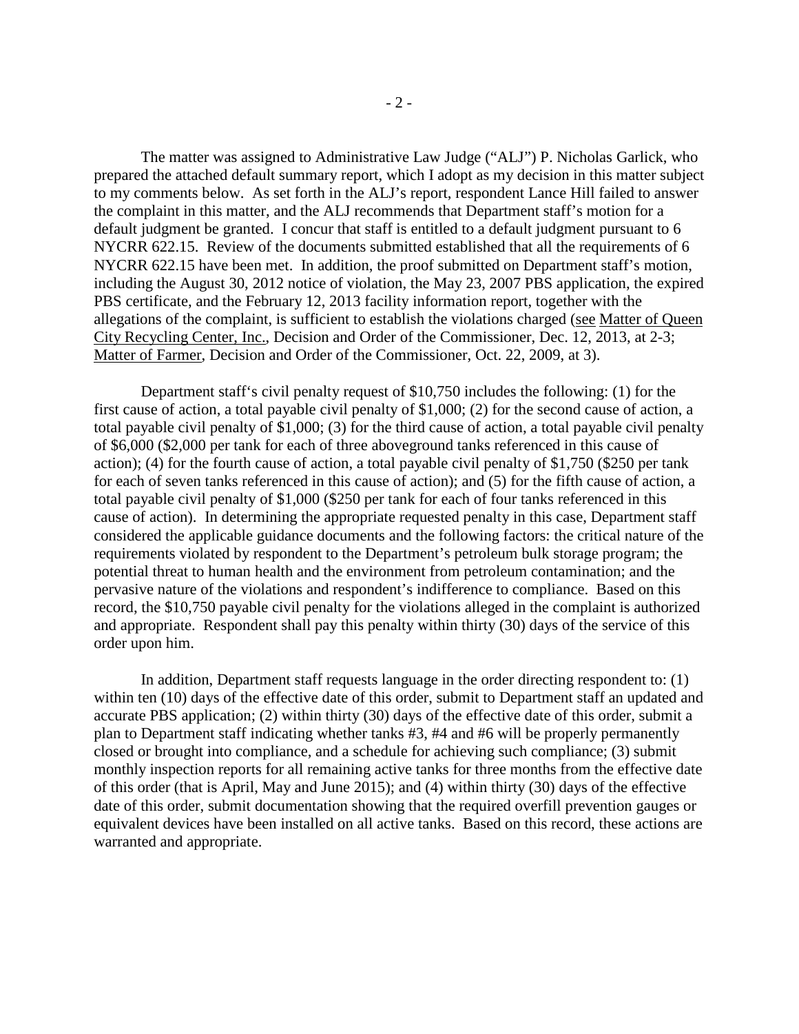The matter was assigned to Administrative Law Judge ("ALJ") P. Nicholas Garlick, who prepared the attached default summary report, which I adopt as my decision in this matter subject to my comments below. As set forth in the ALJ's report, respondent Lance Hill failed to answer the complaint in this matter, and the ALJ recommends that Department staff's motion for a default judgment be granted. I concur that staff is entitled to a default judgment pursuant to 6 NYCRR 622.15. Review of the documents submitted established that all the requirements of 6 NYCRR 622.15 have been met. In addition, the proof submitted on Department staff's motion, including the August 30, 2012 notice of violation, the May 23, 2007 PBS application, the expired PBS certificate, and the February 12, 2013 facility information report, together with the allegations of the complaint, is sufficient to establish the violations charged (see Matter of Queen City Recycling Center, Inc., Decision and Order of the Commissioner, Dec. 12, 2013, at 2-3; Matter of Farmer, Decision and Order of the Commissioner, Oct. 22, 2009, at 3).

Department staff's civil penalty request of $10,750 includes the following: (1) for the first cause of action, a total payable civil penalty of $1,000; (2) for the second cause of action, a total payable civil penalty of $1,000; (3) for the third cause of action, a total payable civil penalty of $6,000 ($2,000 per tank for each of three aboveground tanks referenced in this cause of action); (4) for the fourth cause of action, a total payable civil penalty of $1,750 ($250 per tank for each of seven tanks referenced in this cause of action); and (5) for the fifth cause of action, a total payable civil penalty of $1,000 ($250 per tank for each of four tanks referenced in this cause of action). In determining the appropriate requested penalty in this case, Department staff considered the applicable guidance documents and the following factors: the critical nature of the requirements violated by respondent to the Department's petroleum bulk storage program; the potential threat to human health and the environment from petroleum contamination; and the pervasive nature of the violations and respondent's indifference to compliance. Based on this record, the $10,750 payable civil penalty for the violations alleged in the complaint is authorized and appropriate. Respondent shall pay this penalty within thirty (30) days of the service of this order upon him.

In addition, Department staff requests language in the order directing respondent to: (1) within ten (10) days of the effective date of this order, submit to Department staff an updated and accurate PBS application; (2) within thirty (30) days of the effective date of this order, submit a plan to Department staff indicating whether tanks #3, #4 and #6 will be properly permanently closed or brought into compliance, and a schedule for achieving such compliance; (3) submit monthly inspection reports for all remaining active tanks for three months from the effective date of this order (that is April, May and June 2015); and (4) within thirty (30) days of the effective date of this order, submit documentation showing that the required overfill prevention gauges or equivalent devices have been installed on all active tanks. Based on this record, these actions are warranted and appropriate.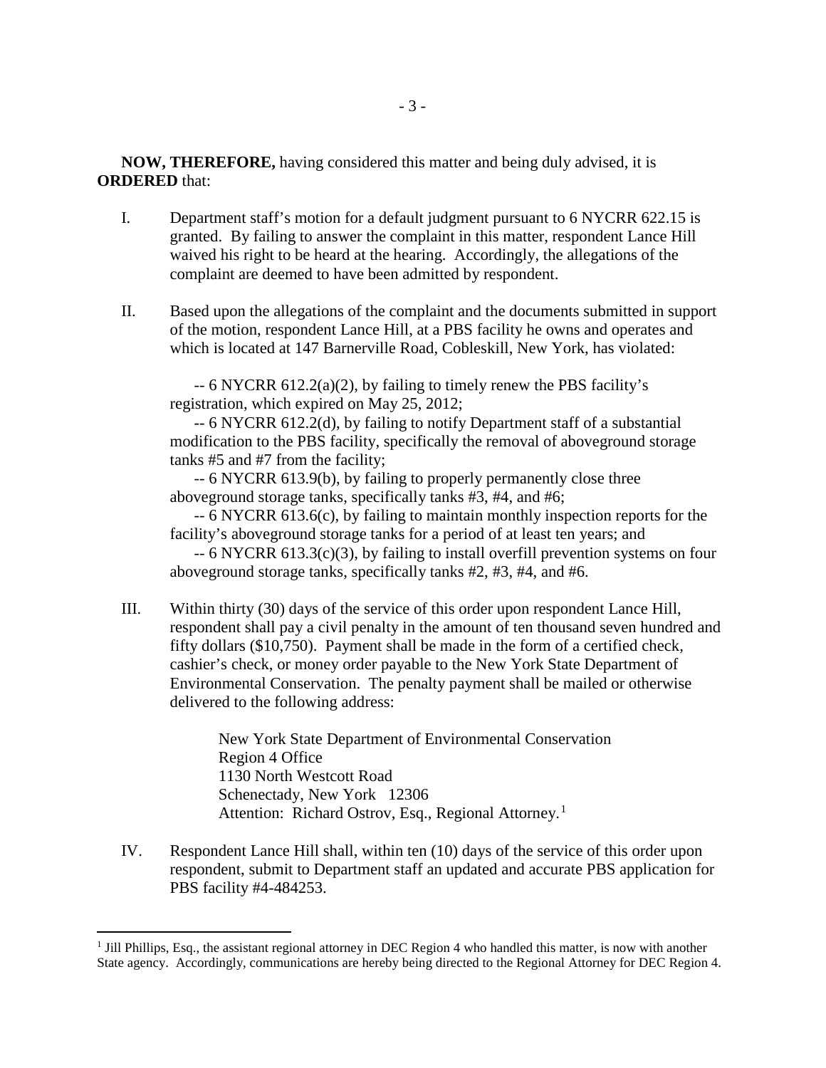**NOW, THEREFORE,** having considered this matter and being duly advised, it is **ORDERED** that:

I. Department staff's motion for a default judgment pursuant to 6 NYCRR 622.15 is granted. By failing to answer the complaint in this matter, respondent Lance Hill waived his right to be heard at the hearing. Accordingly, the allegations of the complaint are deemed to have been admitted by respondent.

II. Based upon the allegations of the complaint and the documents submitted in support of the motion, respondent Lance Hill, at a PBS facility he owns and operates and which is located at 147 Barnerville Road, Cobleskill, New York, has violated:

-- 6 NYCRR 612.2(a)(2), by failing to timely renew the PBS facility's registration, which expired on May 25, 2012;

-- 6 NYCRR 612.2(d), by failing to notify Department staff of a substantial modification to the PBS facility, specifically the removal of aboveground storage tanks #5 and #7 from the facility;

-- 6 NYCRR 613.9(b), by failing to properly permanently close three aboveground storage tanks, specifically tanks #3, #4, and #6;

-- 6 NYCRR 613.6(c), by failing to maintain monthly inspection reports for the facility's aboveground storage tanks for a period of at least ten years; and

-- 6 NYCRR 613.3(c)(3), by failing to install overfill prevention systems on four aboveground storage tanks, specifically tanks #2, #3, #4, and #6.

III. Within thirty (30) days of the service of this order upon respondent Lance Hill, respondent shall pay a civil penalty in the amount of ten thousand seven hundred and fifty dollars ($10,750). Payment shall be made in the form of a certified check, cashier's check, or money order payable to the New York State Department of Environmental Conservation. The penalty payment shall be mailed or otherwise delivered to the following address:

New York State Department of Environmental Conservation
Region 4 Office
1130 North Westcott Road
Schenectady, New York 12306
Attention: Richard Ostrov, Esq., Regional Attorney.[1]

IV. Respondent Lance Hill shall, within ten (10) days of the service of this order upon respondent, submit to Department staff an updated and accurate PBS application for PBS facility #4-484253.

[1] Jill Phillips, Esq., the assistant regional attorney in DEC Region 4 who handled this matter, is now with another State agency. Accordingly, communications are hereby being directed to the Regional Attorney for DEC Region 4.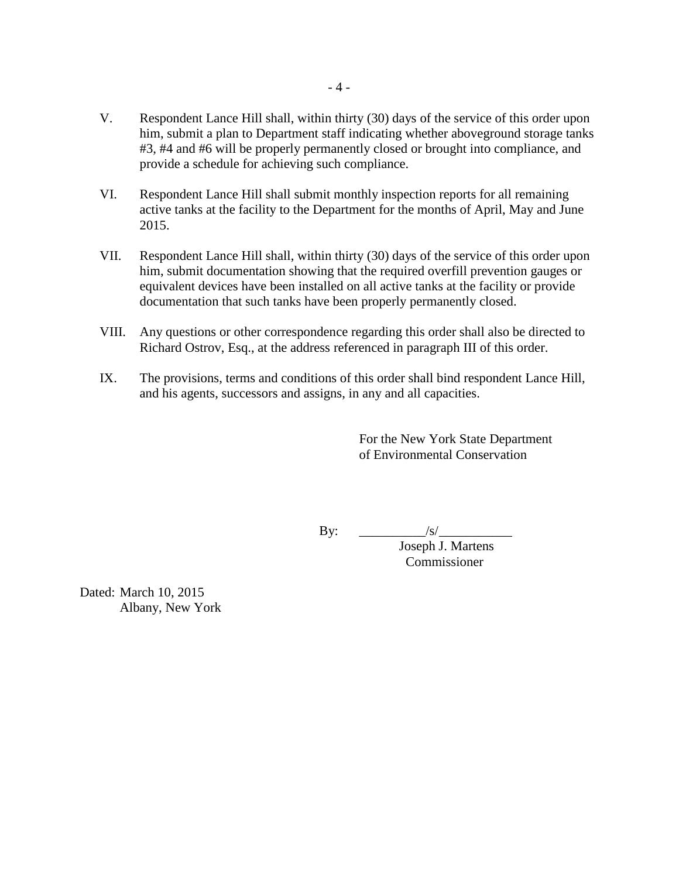V. Respondent Lance Hill shall, within thirty (30) days of the service of this order upon him, submit a plan to Department staff indicating whether aboveground storage tanks #3, #4 and #6 will be properly permanently closed or brought into compliance, and provide a schedule for achieving such compliance.

VI. Respondent Lance Hill shall submit monthly inspection reports for all remaining active tanks at the facility to the Department for the months of April, May and June 2015.

VII. Respondent Lance Hill shall, within thirty (30) days of the service of this order upon him, submit documentation showing that the required overfill prevention gauges or equivalent devices have been installed on all active tanks at the facility or provide documentation that such tanks have been properly permanently closed.

VIII. Any questions or other correspondence regarding this order shall also be directed to Richard Ostrov, Esq., at the address referenced in paragraph III of this order.

IX. The provisions, terms and conditions of this order shall bind respondent Lance Hill, and his agents, successors and assigns, in any and all capacities.

For the New York State Department of Environmental Conservation

By: __________/s/___________
Joseph J. Martens
Commissioner

Dated: March 10, 2015
Albany, New York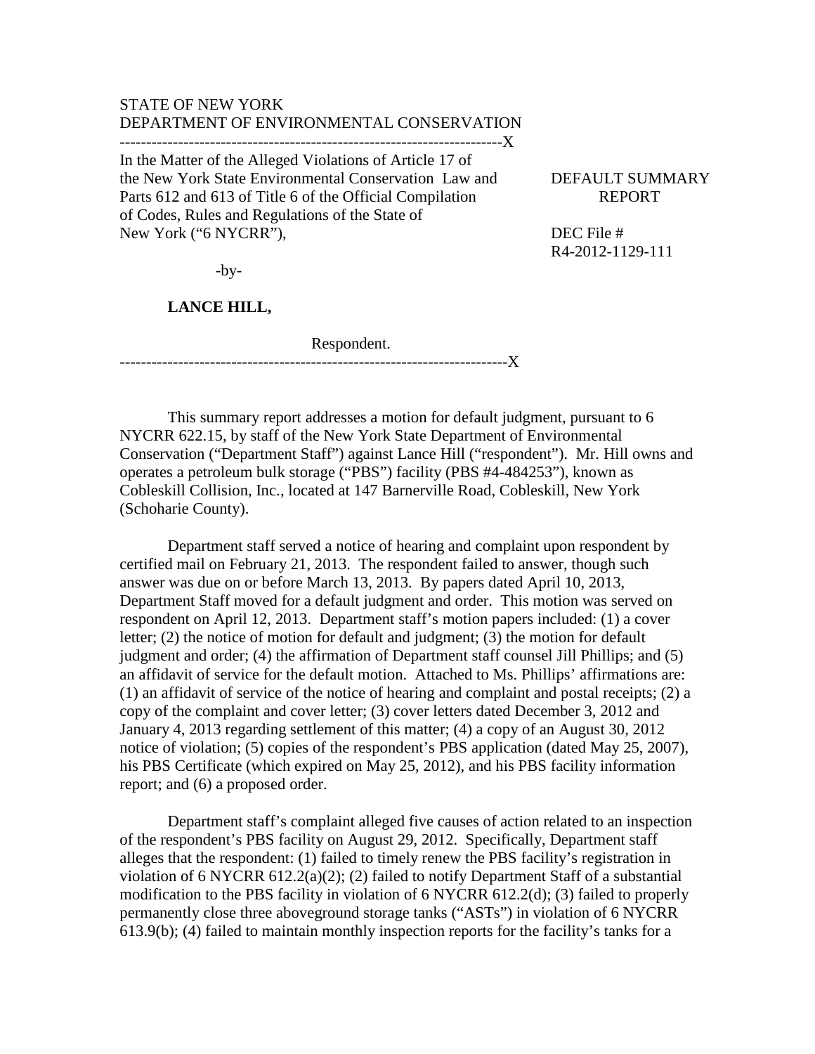STATE OF NEW YORK
DEPARTMENT OF ENVIRONMENTAL CONSERVATION

---

In the Matter of the Alleged Violations of Article 17 of the New York State Environmental Conservation Law and Parts 612 and 613 of Title 6 of the Official Compilation of Codes, Rules and Regulations of the State of New York ("6 NYCRR"),

-by-

**LANCE HILL,**

Respondent.

---

DEFAULT SUMMARY REPORT

DEC File # R4-2012-1129-111

This summary report addresses a motion for default judgment, pursuant to 6 NYCRR 622.15, by staff of the New York State Department of Environmental Conservation ("Department Staff") against Lance Hill ("respondent"). Mr. Hill owns and operates a petroleum bulk storage ("PBS") facility (PBS #4-484253"), known as Cobleskill Collision, Inc., located at 147 Barnerville Road, Cobleskill, New York (Schoharie County).

Department staff served a notice of hearing and complaint upon respondent by certified mail on February 21, 2013. The respondent failed to answer, though such answer was due on or before March 13, 2013. By papers dated April 10, 2013, Department Staff moved for a default judgment and order. This motion was served on respondent on April 12, 2013. Department staff's motion papers included: (1) a cover letter; (2) the notice of motion for default and judgment; (3) the motion for default judgment and order; (4) the affirmation of Department staff counsel Jill Phillips; and (5) an affidavit of service for the default motion. Attached to Ms. Phillips' affirmations are: (1) an affidavit of service of the notice of hearing and complaint and postal receipts; (2) a copy of the complaint and cover letter; (3) cover letters dated December 3, 2012 and January 4, 2013 regarding settlement of this matter; (4) a copy of an August 30, 2012 notice of violation; (5) copies of the respondent's PBS application (dated May 25, 2007), his PBS Certificate (which expired on May 25, 2012), and his PBS facility information report; and (6) a proposed order.

Department staff's complaint alleged five causes of action related to an inspection of the respondent's PBS facility on August 29, 2012. Specifically, Department staff alleges that the respondent: (1) failed to timely renew the PBS facility's registration in violation of 6 NYCRR 612.2(a)(2); (2) failed to notify Department Staff of a substantial modification to the PBS facility in violation of 6 NYCRR 612.2(d); (3) failed to properly permanently close three aboveground storage tanks ("ASTs") in violation of 6 NYCRR 613.9(b); (4) failed to maintain monthly inspection reports for the facility's tanks for a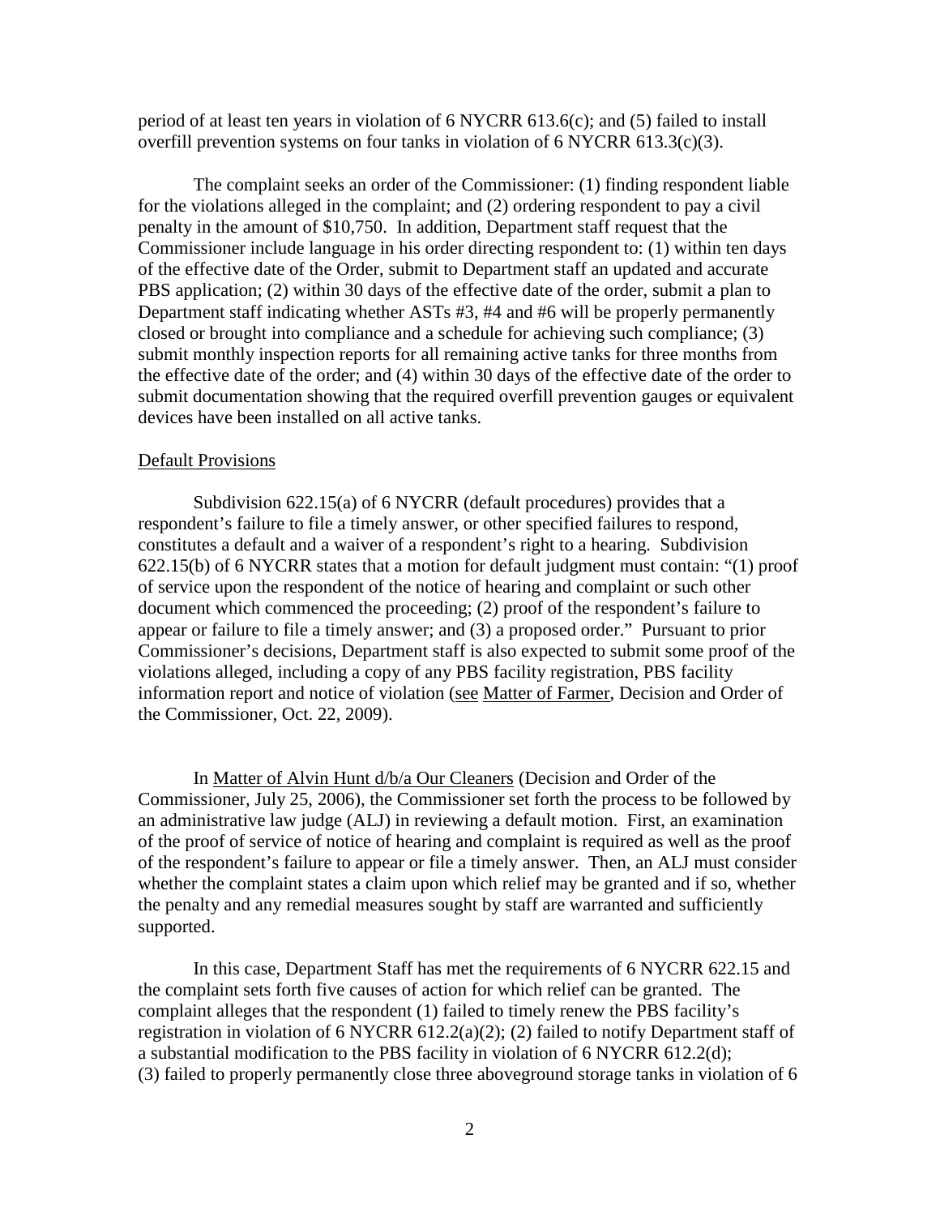period of at least ten years in violation of 6 NYCRR 613.6(c); and (5) failed to install overfill prevention systems on four tanks in violation of 6 NYCRR 613.3(c)(3).

The complaint seeks an order of the Commissioner: (1) finding respondent liable for the violations alleged in the complaint; and (2) ordering respondent to pay a civil penalty in the amount of $10,750. In addition, Department staff request that the Commissioner include language in his order directing respondent to: (1) within ten days of the effective date of the Order, submit to Department staff an updated and accurate PBS application; (2) within 30 days of the effective date of the order, submit a plan to Department staff indicating whether ASTs #3, #4 and #6 will be properly permanently closed or brought into compliance and a schedule for achieving such compliance; (3) submit monthly inspection reports for all remaining active tanks for three months from the effective date of the order; and (4) within 30 days of the effective date of the order to submit documentation showing that the required overfill prevention gauges or equivalent devices have been installed on all active tanks.

Default Provisions

Subdivision 622.15(a) of 6 NYCRR (default procedures) provides that a respondent's failure to file a timely answer, or other specified failures to respond, constitutes a default and a waiver of a respondent's right to a hearing. Subdivision 622.15(b) of 6 NYCRR states that a motion for default judgment must contain: "(1) proof of service upon the respondent of the notice of hearing and complaint or such other document which commenced the proceeding; (2) proof of the respondent's failure to appear or failure to file a timely answer; and (3) a proposed order." Pursuant to prior Commissioner's decisions, Department staff is also expected to submit some proof of the violations alleged, including a copy of any PBS facility registration, PBS facility information report and notice of violation (see Matter of Farmer, Decision and Order of the Commissioner, Oct. 22, 2009).

In Matter of Alvin Hunt d/b/a Our Cleaners (Decision and Order of the Commissioner, July 25, 2006), the Commissioner set forth the process to be followed by an administrative law judge (ALJ) in reviewing a default motion. First, an examination of the proof of service of notice of hearing and complaint is required as well as the proof of the respondent's failure to appear or file a timely answer. Then, an ALJ must consider whether the complaint states a claim upon which relief may be granted and if so, whether the penalty and any remedial measures sought by staff are warranted and sufficiently supported.

In this case, Department Staff has met the requirements of 6 NYCRR 622.15 and the complaint sets forth five causes of action for which relief can be granted. The complaint alleges that the respondent (1) failed to timely renew the PBS facility's registration in violation of 6 NYCRR 612.2(a)(2); (2) failed to notify Department staff of a substantial modification to the PBS facility in violation of 6 NYCRR 612.2(d); (3) failed to properly permanently close three aboveground storage tanks in violation of 6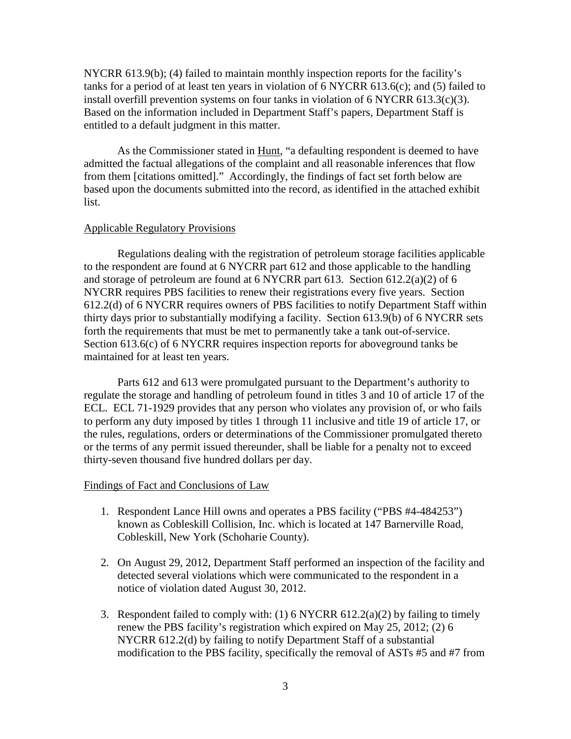NYCRR 613.9(b); (4) failed to maintain monthly inspection reports for the facility's tanks for a period of at least ten years in violation of 6 NYCRR 613.6(c); and (5) failed to install overfill prevention systems on four tanks in violation of 6 NYCRR 613.3(c)(3). Based on the information included in Department Staff's papers, Department Staff is entitled to a default judgment in this matter.

As the Commissioner stated in Hunt, "a defaulting respondent is deemed to have admitted the factual allegations of the complaint and all reasonable inferences that flow from them [citations omitted]." Accordingly, the findings of fact set forth below are based upon the documents submitted into the record, as identified in the attached exhibit list.

## Applicable Regulatory Provisions

Regulations dealing with the registration of petroleum storage facilities applicable to the respondent are found at 6 NYCRR part 612 and those applicable to the handling and storage of petroleum are found at 6 NYCRR part 613. Section 612.2(a)(2) of 6 NYCRR requires PBS facilities to renew their registrations every five years. Section 612.2(d) of 6 NYCRR requires owners of PBS facilities to notify Department Staff within thirty days prior to substantially modifying a facility. Section 613.9(b) of 6 NYCRR sets forth the requirements that must be met to permanently take a tank out-of-service. Section 613.6(c) of 6 NYCRR requires inspection reports for aboveground tanks be maintained for at least ten years.

Parts 612 and 613 were promulgated pursuant to the Department's authority to regulate the storage and handling of petroleum found in titles 3 and 10 of article 17 of the ECL. ECL 71-1929 provides that any person who violates any provision of, or who fails to perform any duty imposed by titles 1 through 11 inclusive and title 19 of article 17, or the rules, regulations, orders or determinations of the Commissioner promulgated thereto or the terms of any permit issued thereunder, shall be liable for a penalty not to exceed thirty-seven thousand five hundred dollars per day.

## Findings of Fact and Conclusions of Law

1. Respondent Lance Hill owns and operates a PBS facility ("PBS #4-484253") known as Cobleskill Collision, Inc. which is located at 147 Barnerville Road, Cobleskill, New York (Schoharie County).

2. On August 29, 2012, Department Staff performed an inspection of the facility and detected several violations which were communicated to the respondent in a notice of violation dated August 30, 2012.

3. Respondent failed to comply with: (1) 6 NYCRR 612.2(a)(2) by failing to timely renew the PBS facility's registration which expired on May 25, 2012; (2) 6 NYCRR 612.2(d) by failing to notify Department Staff of a substantial modification to the PBS facility, specifically the removal of ASTs #5 and #7 from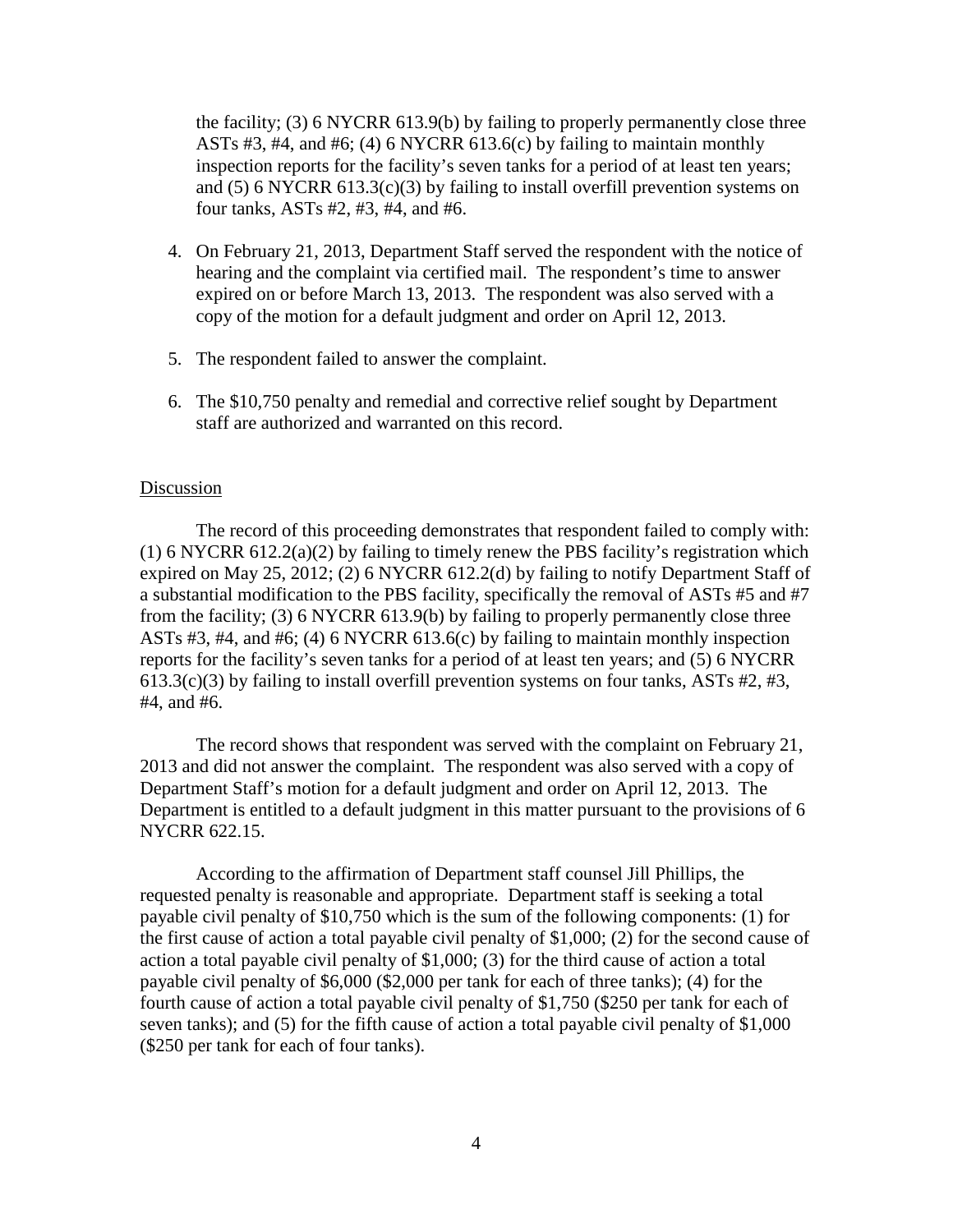the facility; (3) 6 NYCRR 613.9(b) by failing to properly permanently close three ASTs #3, #4, and #6; (4) 6 NYCRR 613.6(c) by failing to maintain monthly inspection reports for the facility's seven tanks for a period of at least ten years; and (5) 6 NYCRR 613.3(c)(3) by failing to install overfill prevention systems on four tanks, ASTs #2, #3, #4, and #6.

4. On February 21, 2013, Department Staff served the respondent with the notice of hearing and the complaint via certified mail. The respondent's time to answer expired on or before March 13, 2013. The respondent was also served with a copy of the motion for a default judgment and order on April 12, 2013.

5. The respondent failed to answer the complaint.

6. The $10,750 penalty and remedial and corrective relief sought by Department staff are authorized and warranted on this record.

Discussion

The record of this proceeding demonstrates that respondent failed to comply with: (1) 6 NYCRR 612.2(a)(2) by failing to timely renew the PBS facility's registration which expired on May 25, 2012; (2) 6 NYCRR 612.2(d) by failing to notify Department Staff of a substantial modification to the PBS facility, specifically the removal of ASTs #5 and #7 from the facility; (3) 6 NYCRR 613.9(b) by failing to properly permanently close three ASTs #3, #4, and #6; (4) 6 NYCRR 613.6(c) by failing to maintain monthly inspection reports for the facility's seven tanks for a period of at least ten years; and (5) 6 NYCRR 613.3(c)(3) by failing to install overfill prevention systems on four tanks, ASTs #2, #3, #4, and #6.

The record shows that respondent was served with the complaint on February 21, 2013 and did not answer the complaint. The respondent was also served with a copy of Department Staff's motion for a default judgment and order on April 12, 2013. The Department is entitled to a default judgment in this matter pursuant to the provisions of 6 NYCRR 622.15.

According to the affirmation of Department staff counsel Jill Phillips, the requested penalty is reasonable and appropriate. Department staff is seeking a total payable civil penalty of $10,750 which is the sum of the following components: (1) for the first cause of action a total payable civil penalty of $1,000; (2) for the second cause of action a total payable civil penalty of $1,000; (3) for the third cause of action a total payable civil penalty of $6,000 ($2,000 per tank for each of three tanks); (4) for the fourth cause of action a total payable civil penalty of $1,750 ($250 per tank for each of seven tanks); and (5) for the fifth cause of action a total payable civil penalty of $1,000 ($250 per tank for each of four tanks).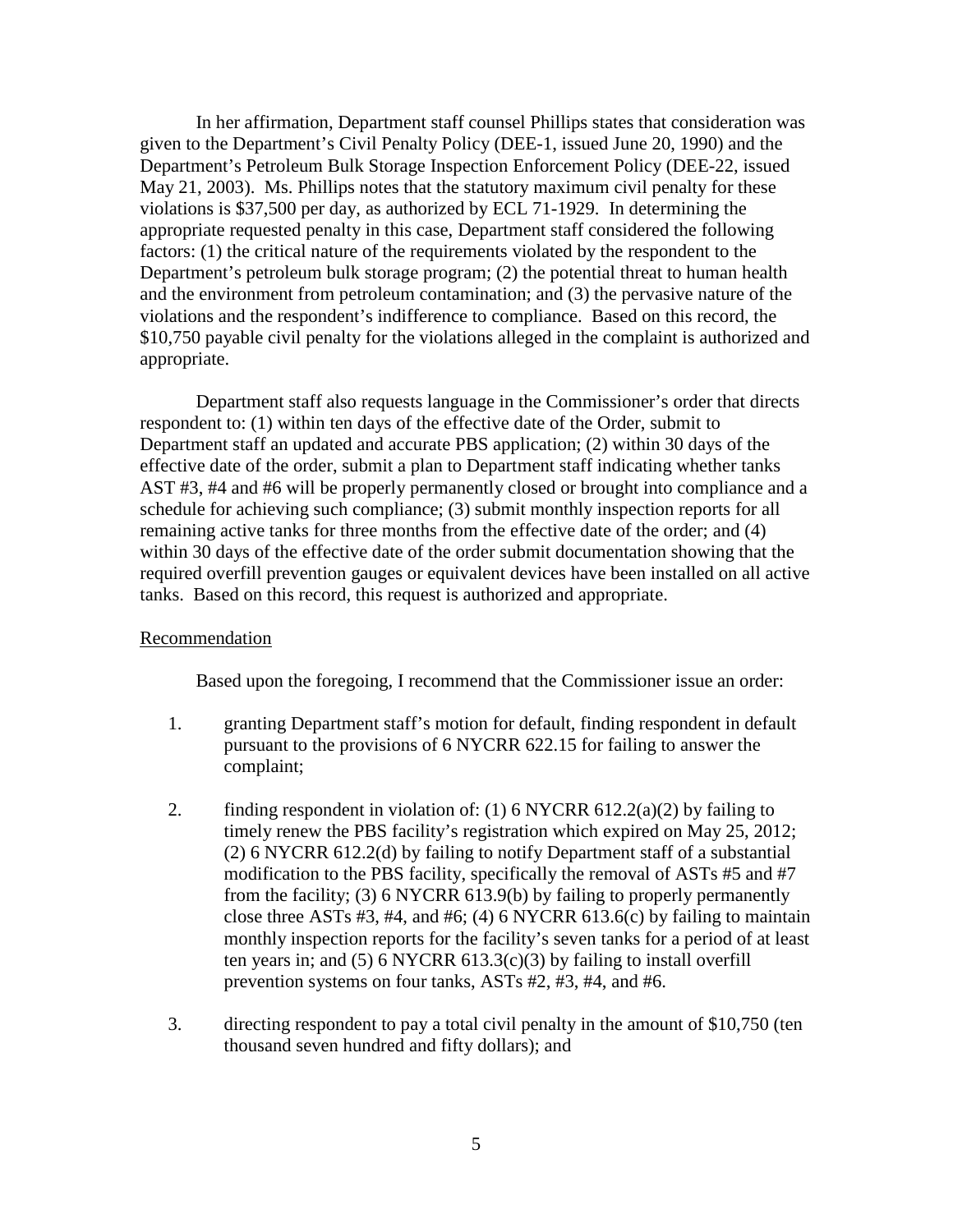In her affirmation, Department staff counsel Phillips states that consideration was given to the Department's Civil Penalty Policy (DEE-1, issued June 20, 1990) and the Department's Petroleum Bulk Storage Inspection Enforcement Policy (DEE-22, issued May 21, 2003). Ms. Phillips notes that the statutory maximum civil penalty for these violations is $37,500 per day, as authorized by ECL 71-1929. In determining the appropriate requested penalty in this case, Department staff considered the following factors: (1) the critical nature of the requirements violated by the respondent to the Department's petroleum bulk storage program; (2) the potential threat to human health and the environment from petroleum contamination; and (3) the pervasive nature of the violations and the respondent's indifference to compliance. Based on this record, the $10,750 payable civil penalty for the violations alleged in the complaint is authorized and appropriate.

Department staff also requests language in the Commissioner's order that directs respondent to: (1) within ten days of the effective date of the Order, submit to Department staff an updated and accurate PBS application; (2) within 30 days of the effective date of the order, submit a plan to Department staff indicating whether tanks AST #3, #4 and #6 will be properly permanently closed or brought into compliance and a schedule for achieving such compliance; (3) submit monthly inspection reports for all remaining active tanks for three months from the effective date of the order; and (4) within 30 days of the effective date of the order submit documentation showing that the required overfill prevention gauges or equivalent devices have been installed on all active tanks. Based on this record, this request is authorized and appropriate.

Recommendation

Based upon the foregoing, I recommend that the Commissioner issue an order:

1. granting Department staff's motion for default, finding respondent in default pursuant to the provisions of 6 NYCRR 622.15 for failing to answer the complaint;

2. finding respondent in violation of: (1) 6 NYCRR 612.2(a)(2) by failing to timely renew the PBS facility's registration which expired on May 25, 2012; (2) 6 NYCRR 612.2(d) by failing to notify Department staff of a substantial modification to the PBS facility, specifically the removal of ASTs #5 and #7 from the facility; (3) 6 NYCRR 613.9(b) by failing to properly permanently close three ASTs #3, #4, and #6; (4) 6 NYCRR 613.6(c) by failing to maintain monthly inspection reports for the facility's seven tanks for a period of at least ten years in; and (5) 6 NYCRR 613.3(c)(3) by failing to install overfill prevention systems on four tanks, ASTs #2, #3, #4, and #6.

3. directing respondent to pay a total civil penalty in the amount of $10,750 (ten thousand seven hundred and fifty dollars); and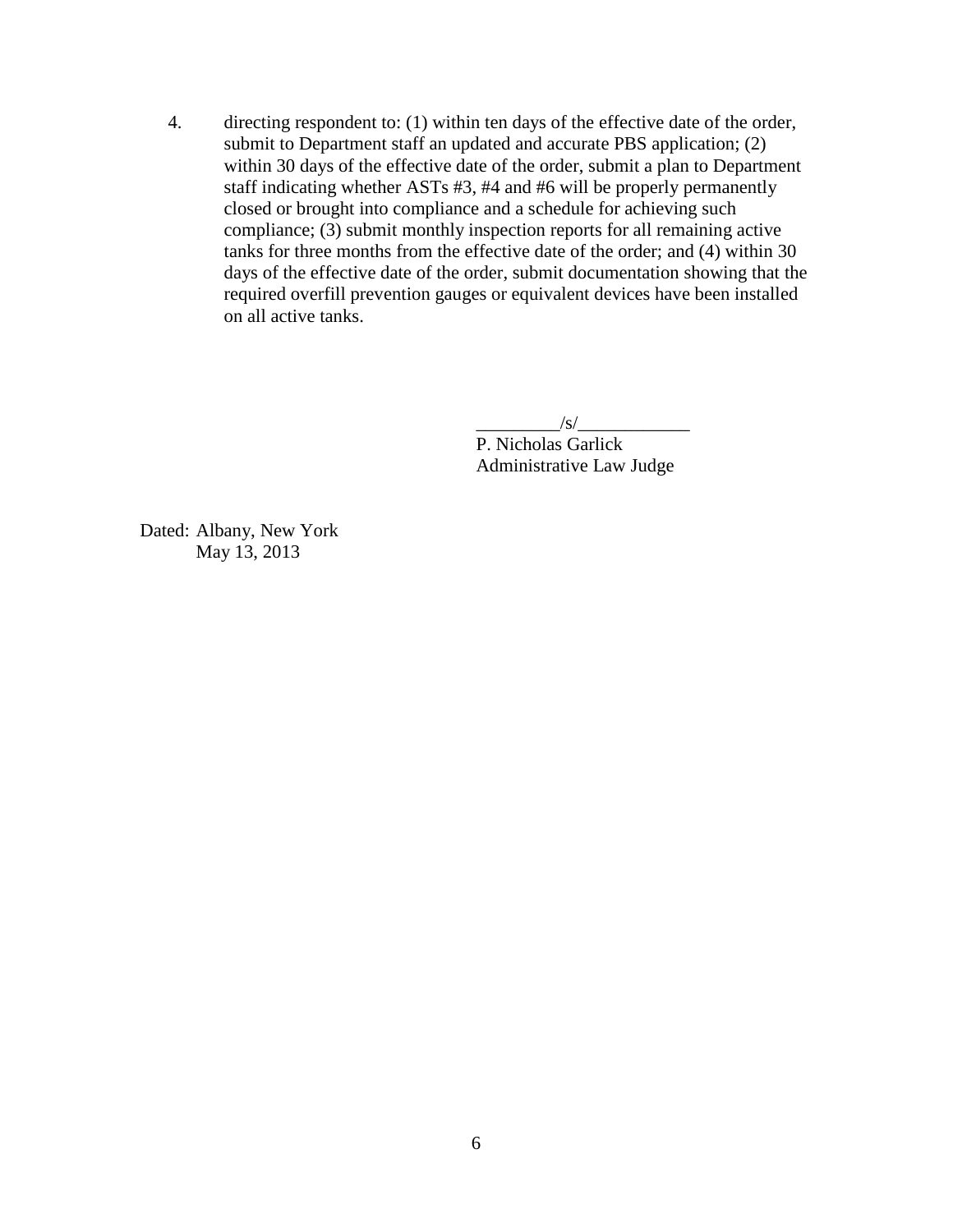4. directing respondent to: (1) within ten days of the effective date of the order, submit to Department staff an updated and accurate PBS application; (2) within 30 days of the effective date of the order, submit a plan to Department staff indicating whether ASTs #3, #4 and #6 will be properly permanently closed or brought into compliance and a schedule for achieving such compliance; (3) submit monthly inspection reports for all remaining active tanks for three months from the effective date of the order; and (4) within 30 days of the effective date of the order, submit documentation showing that the required overfill prevention gauges or equivalent devices have been installed on all active tanks.

_________/s/____________
P. Nicholas Garlick
Administrative Law Judge

Dated: Albany, New York
May 13, 2013